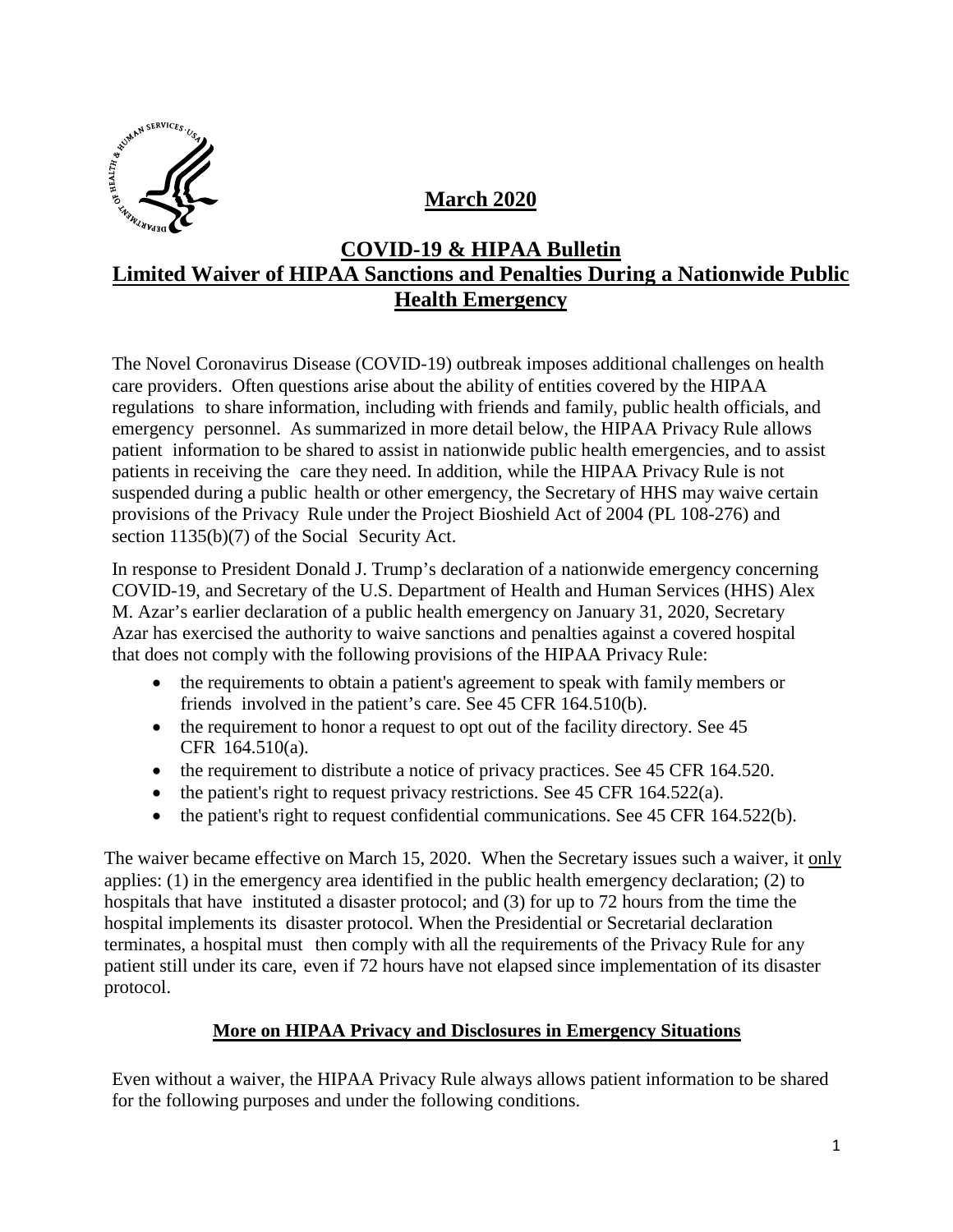**March 2020**

# COVID-19 & HIPAA Bulletin
# Limited Waiver of HIPAA Sanctions and Penalties During a Nationwide Public Health Emergency

The Novel Coronavirus Disease (COVID-19) outbreak imposes additional challenges on health care providers. Often questions arise about the ability of entities covered by the HIPAA regulations to share information, including with friends and family, public health officials, and emergency personnel. As summarized in more detail below, the HIPAA Privacy Rule allows patient information to be shared to assist in nationwide public health emergencies, and to assist patients in receiving the care they need. In addition, while the HIPAA Privacy Rule is not suspended during a public health or other emergency, the Secretary of HHS may waive certain provisions of the Privacy Rule under the Project Bioshield Act of 2004 (PL 108-276) and section 1135(b)(7) of the Social Security Act.

In response to President Donald J. Trump's declaration of a nationwide emergency concerning COVID-19, and Secretary of the U.S. Department of Health and Human Services (HHS) Alex M. Azar's earlier declaration of a public health emergency on January 31, 2020, Secretary Azar has exercised the authority to waive sanctions and penalties against a covered hospital that does not comply with the following provisions of the HIPAA Privacy Rule:

- the requirements to obtain a patient's agreement to speak with family members or friends involved in the patient's care. See 45 CFR 164.510(b).
- the requirement to honor a request to opt out of the facility directory. See 45 CFR 164.510(a).
- the requirement to distribute a notice of privacy practices. See 45 CFR 164.520.
- the patient's right to request privacy restrictions. See 45 CFR 164.522(a).
- the patient's right to request confidential communications. See 45 CFR 164.522(b).

The waiver became effective on March 15, 2020. When the Secretary issues such a waiver, it only applies: (1) in the emergency area identified in the public health emergency declaration; (2) to hospitals that have instituted a disaster protocol; and (3) for up to 72 hours from the time the hospital implements its disaster protocol. When the Presidential or Secretarial declaration terminates, a hospital must then comply with all the requirements of the Privacy Rule for any patient still under its care, even if 72 hours have not elapsed since implementation of its disaster protocol.

## More on HIPAA Privacy and Disclosures in Emergency Situations

Even without a waiver, the HIPAA Privacy Rule always allows patient information to be shared for the following purposes and under the following conditions.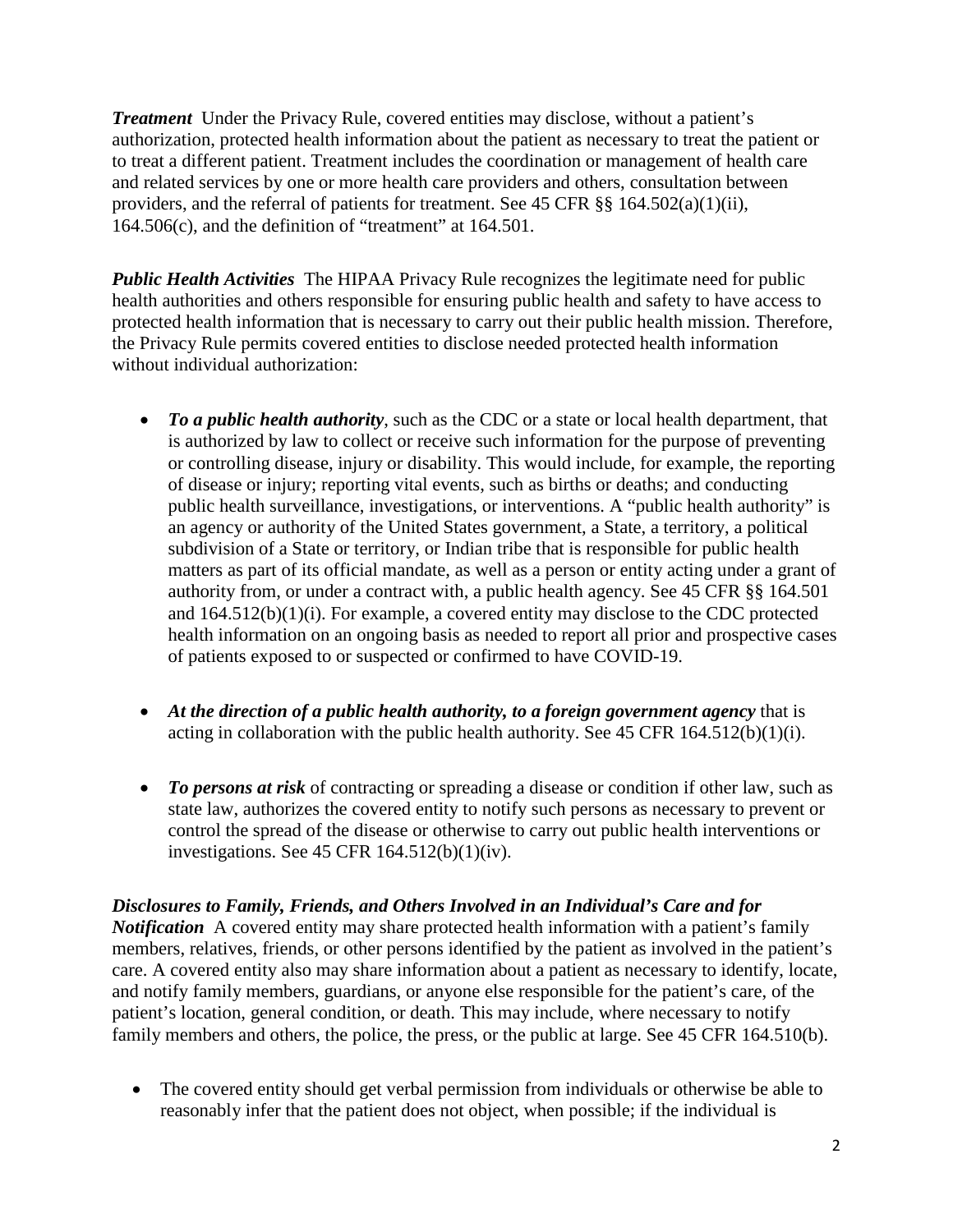***Treatment*** Under the Privacy Rule, covered entities may disclose, without a patient's authorization, protected health information about the patient as necessary to treat the patient or to treat a different patient. Treatment includes the coordination or management of health care and related services by one or more health care providers and others, consultation between providers, and the referral of patients for treatment. See 45 CFR §§ 164.502(a)(1)(ii), 164.506(c), and the definition of "treatment" at 164.501.

***Public Health Activities*** The HIPAA Privacy Rule recognizes the legitimate need for public health authorities and others responsible for ensuring public health and safety to have access to protected health information that is necessary to carry out their public health mission. Therefore, the Privacy Rule permits covered entities to disclose needed protected health information without individual authorization:

- ***To a public health authority***, such as the CDC or a state or local health department, that is authorized by law to collect or receive such information for the purpose of preventing or controlling disease, injury or disability. This would include, for example, the reporting of disease or injury; reporting vital events, such as births or deaths; and conducting public health surveillance, investigations, or interventions. A "public health authority" is an agency or authority of the United States government, a State, a territory, a political subdivision of a State or territory, or Indian tribe that is responsible for public health matters as part of its official mandate, as well as a person or entity acting under a grant of authority from, or under a contract with, a public health agency. See 45 CFR §§ 164.501 and 164.512(b)(1)(i). For example, a covered entity may disclose to the CDC protected health information on an ongoing basis as needed to report all prior and prospective cases of patients exposed to or suspected or confirmed to have COVID-19.

- ***At the direction of a public health authority, to a foreign government agency*** that is acting in collaboration with the public health authority. See 45 CFR 164.512(b)(1)(i).

- ***To persons at risk*** of contracting or spreading a disease or condition if other law, such as state law, authorizes the covered entity to notify such persons as necessary to prevent or control the spread of the disease or otherwise to carry out public health interventions or investigations. See 45 CFR 164.512(b)(1)(iv).

***Disclosures to Family, Friends, and Others Involved in an Individual's Care and for Notification*** A covered entity may share protected health information with a patient's family members, relatives, friends, or other persons identified by the patient as involved in the patient's care. A covered entity also may share information about a patient as necessary to identify, locate, and notify family members, guardians, or anyone else responsible for the patient's care, of the patient's location, general condition, or death. This may include, where necessary to notify family members and others, the police, the press, or the public at large. See 45 CFR 164.510(b).

- The covered entity should get verbal permission from individuals or otherwise be able to reasonably infer that the patient does not object, when possible; if the individual is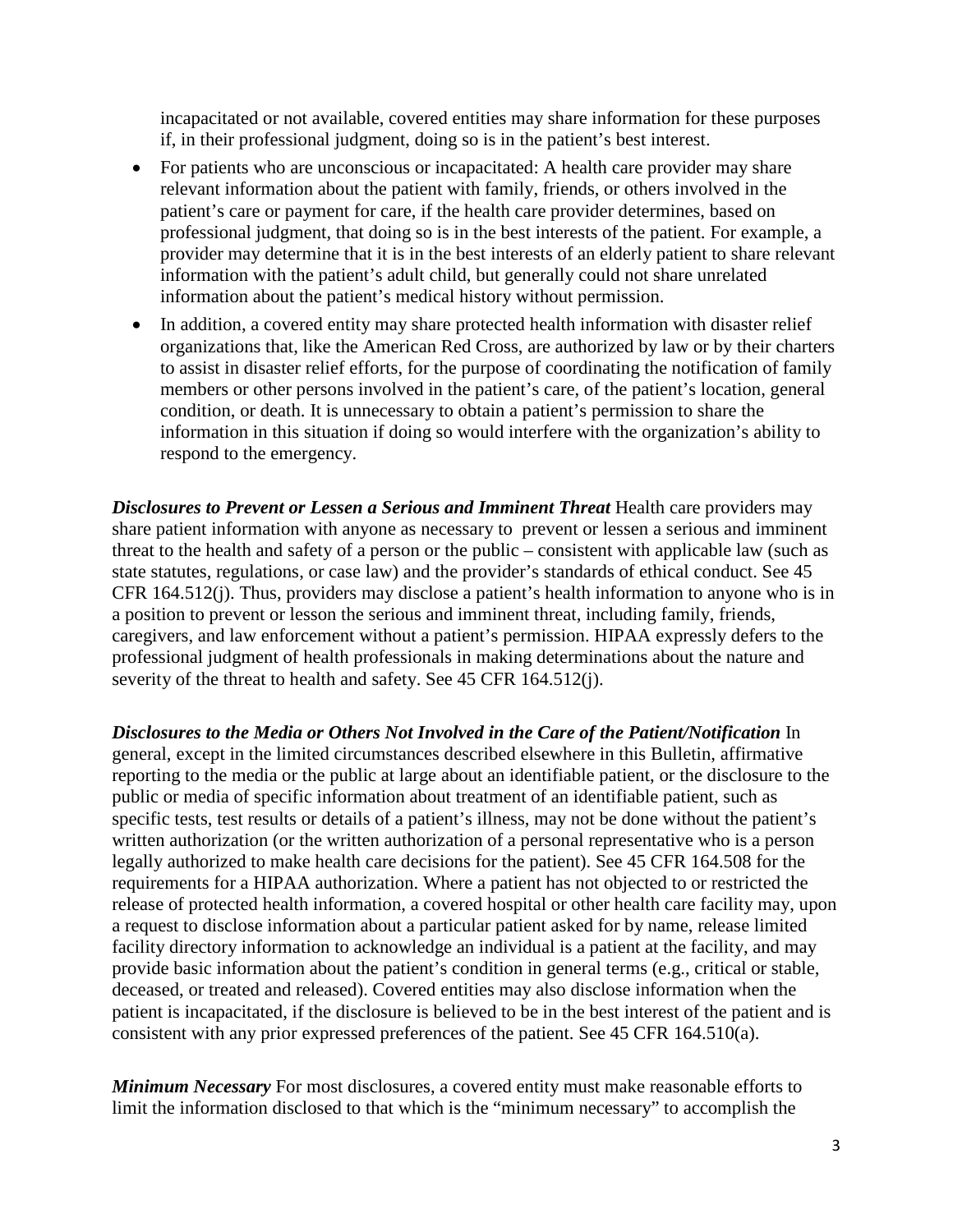incapacitated or not available, covered entities may share information for these purposes if, in their professional judgment, doing so is in the patient's best interest.

- For patients who are unconscious or incapacitated: A health care provider may share relevant information about the patient with family, friends, or others involved in the patient's care or payment for care, if the health care provider determines, based on professional judgment, that doing so is in the best interests of the patient. For example, a provider may determine that it is in the best interests of an elderly patient to share relevant information with the patient's adult child, but generally could not share unrelated information about the patient's medical history without permission.
- In addition, a covered entity may share protected health information with disaster relief organizations that, like the American Red Cross, are authorized by law or by their charters to assist in disaster relief efforts, for the purpose of coordinating the notification of family members or other persons involved in the patient's care, of the patient's location, general condition, or death. It is unnecessary to obtain a patient's permission to share the information in this situation if doing so would interfere with the organization's ability to respond to the emergency.

***Disclosures to Prevent or Lessen a Serious and Imminent Threat*** Health care providers may share patient information with anyone as necessary to prevent or lessen a serious and imminent threat to the health and safety of a person or the public – consistent with applicable law (such as state statutes, regulations, or case law) and the provider's standards of ethical conduct. See 45 CFR 164.512(j). Thus, providers may disclose a patient's health information to anyone who is in a position to prevent or lesson the serious and imminent threat, including family, friends, caregivers, and law enforcement without a patient's permission. HIPAA expressly defers to the professional judgment of health professionals in making determinations about the nature and severity of the threat to health and safety. See 45 CFR 164.512(j).

***Disclosures to the Media or Others Not Involved in the Care of the Patient/Notification*** In general, except in the limited circumstances described elsewhere in this Bulletin, affirmative reporting to the media or the public at large about an identifiable patient, or the disclosure to the public or media of specific information about treatment of an identifiable patient, such as specific tests, test results or details of a patient's illness, may not be done without the patient's written authorization (or the written authorization of a personal representative who is a person legally authorized to make health care decisions for the patient). See 45 CFR 164.508 for the requirements for a HIPAA authorization. Where a patient has not objected to or restricted the release of protected health information, a covered hospital or other health care facility may, upon a request to disclose information about a particular patient asked for by name, release limited facility directory information to acknowledge an individual is a patient at the facility, and may provide basic information about the patient's condition in general terms (e.g., critical or stable, deceased, or treated and released). Covered entities may also disclose information when the patient is incapacitated, if the disclosure is believed to be in the best interest of the patient and is consistent with any prior expressed preferences of the patient. See 45 CFR 164.510(a).

***Minimum Necessary*** For most disclosures, a covered entity must make reasonable efforts to limit the information disclosed to that which is the "minimum necessary" to accomplish the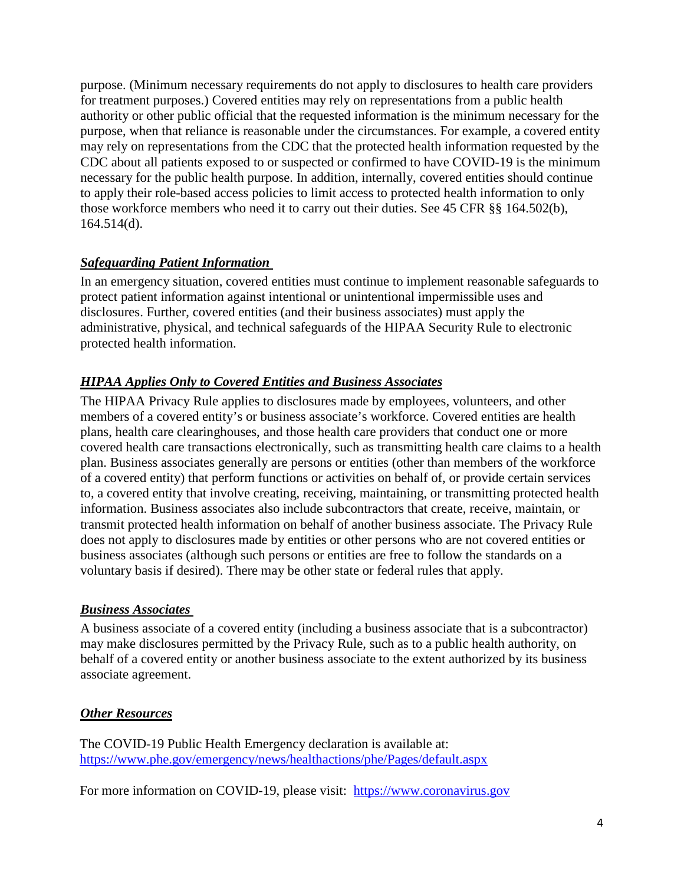purpose. (Minimum necessary requirements do not apply to disclosures to health care providers for treatment purposes.) Covered entities may rely on representations from a public health authority or other public official that the requested information is the minimum necessary for the purpose, when that reliance is reasonable under the circumstances. For example, a covered entity may rely on representations from the CDC that the protected health information requested by the CDC about all patients exposed to or suspected or confirmed to have COVID-19 is the minimum necessary for the public health purpose. In addition, internally, covered entities should continue to apply their role-based access policies to limit access to protected health information to only those workforce members who need it to carry out their duties. See 45 CFR §§ 164.502(b), 164.514(d).

***Safeguarding Patient Information***

In an emergency situation, covered entities must continue to implement reasonable safeguards to protect patient information against intentional or unintentional impermissible uses and disclosures. Further, covered entities (and their business associates) must apply the administrative, physical, and technical safeguards of the HIPAA Security Rule to electronic protected health information.

***HIPAA Applies Only to Covered Entities and Business Associates***

The HIPAA Privacy Rule applies to disclosures made by employees, volunteers, and other members of a covered entity's or business associate's workforce. Covered entities are health plans, health care clearinghouses, and those health care providers that conduct one or more covered health care transactions electronically, such as transmitting health care claims to a health plan. Business associates generally are persons or entities (other than members of the workforce of a covered entity) that perform functions or activities on behalf of, or provide certain services to, a covered entity that involve creating, receiving, maintaining, or transmitting protected health information. Business associates also include subcontractors that create, receive, maintain, or transmit protected health information on behalf of another business associate. The Privacy Rule does not apply to disclosures made by entities or other persons who are not covered entities or business associates (although such persons or entities are free to follow the standards on a voluntary basis if desired). There may be other state or federal rules that apply.

***Business Associates***

A business associate of a covered entity (including a business associate that is a subcontractor) may make disclosures permitted by the Privacy Rule, such as to a public health authority, on behalf of a covered entity or another business associate to the extent authorized by its business associate agreement.

***Other Resources***

The COVID-19 Public Health Emergency declaration is available at: https://www.phe.gov/emergency/news/healthactions/phe/Pages/default.aspx

For more information on COVID-19, please visit: https://www.coronavirus.gov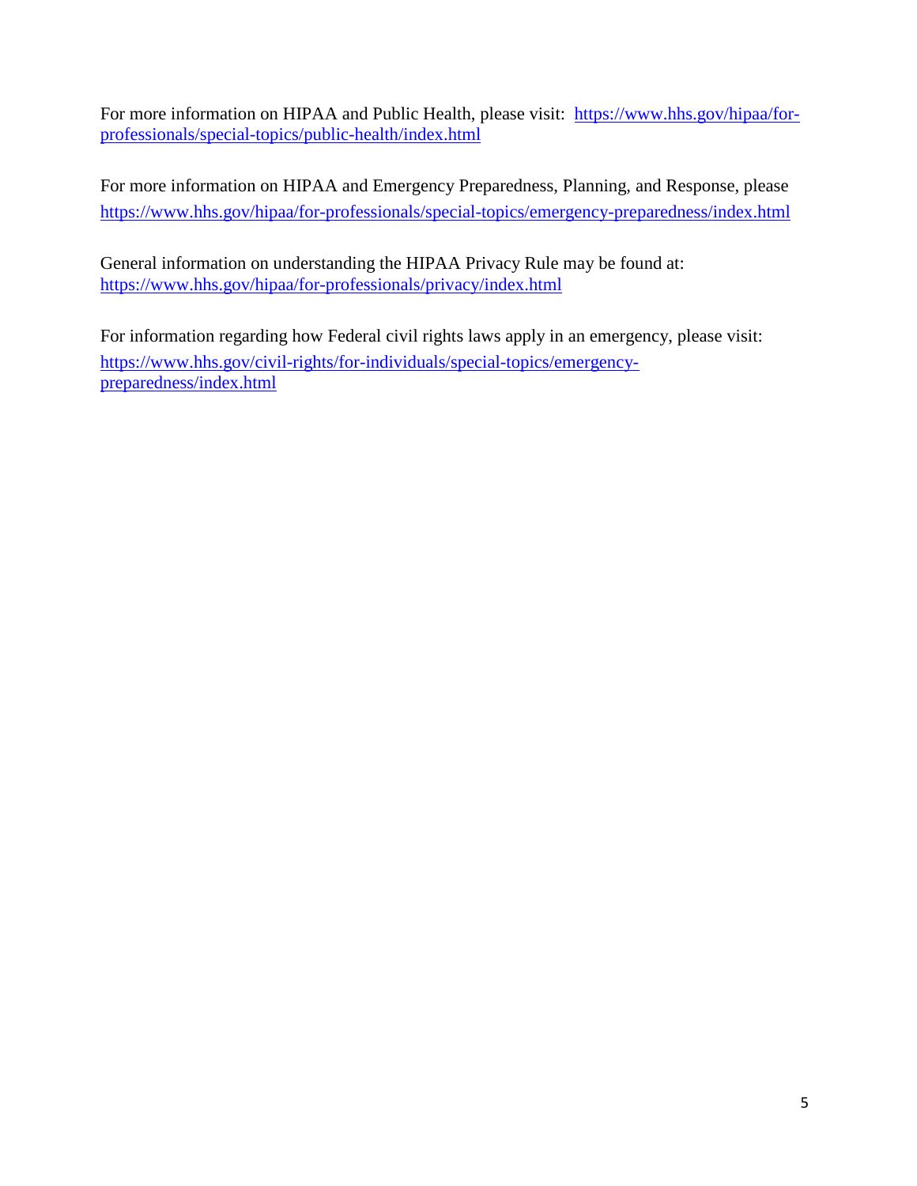For more information on HIPAA and Public Health, please visit: https://www.hhs.gov/hipaa/for-professionals/special-topics/public-health/index.html

For more information on HIPAA and Emergency Preparedness, Planning, and Response, please https://www.hhs.gov/hipaa/for-professionals/special-topics/emergency-preparedness/index.html

General information on understanding the HIPAA Privacy Rule may be found at: https://www.hhs.gov/hipaa/for-professionals/privacy/index.html

For information regarding how Federal civil rights laws apply in an emergency, please visit: https://www.hhs.gov/civil-rights/for-individuals/special-topics/emergency-preparedness/index.html